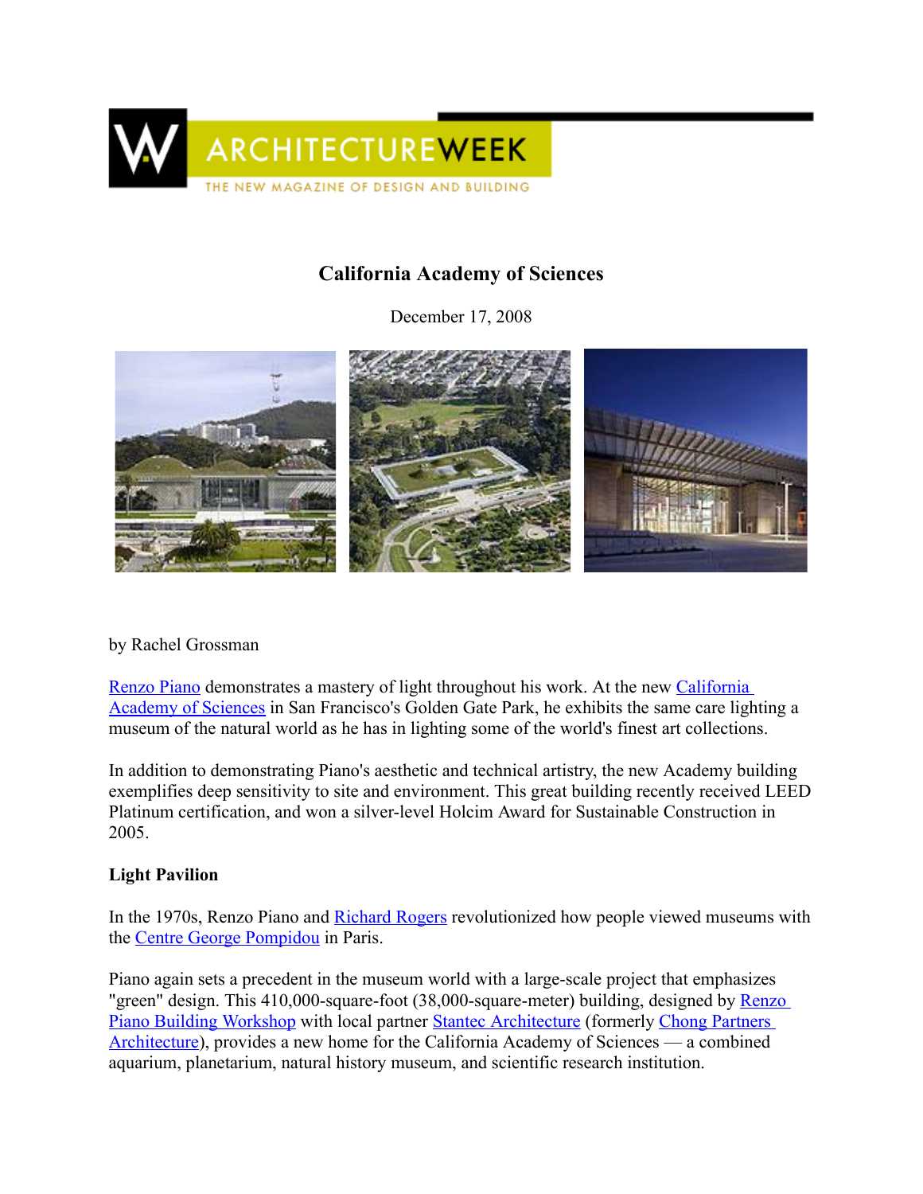ARCHITECTUREWEEK

THE NEW MAGAZINE OF DESIGN AND BUILDING

# California Academy of Sciences

December 17, 2008

by Rachel Grossman

Renzo Piano demonstrates a mastery of light throughout his work. At the new California Academy of Sciences in San Francisco's Golden Gate Park, he exhibits the same care lighting a museum of the natural world as he has in lighting some of the world's finest art collections.

In addition to demonstrating Piano's aesthetic and technical artistry, the new Academy building exemplifies deep sensitivity to site and environment. This great building recently received LEED Platinum certification, and won a silver-level Holcim Award for Sustainable Construction in 2005.

**Light Pavilion**

In the 1970s, Renzo Piano and Richard Rogers revolutionized how people viewed museums with the Centre George Pompidou in Paris.

Piano again sets a precedent in the museum world with a large-scale project that emphasizes "green" design. This 410,000-square-foot (38,000-square-meter) building, designed by Renzo Piano Building Workshop with local partner Stantec Architecture (formerly Chong Partners Architecture), provides a new home for the California Academy of Sciences — a combined aquarium, planetarium, natural history museum, and scientific research institution.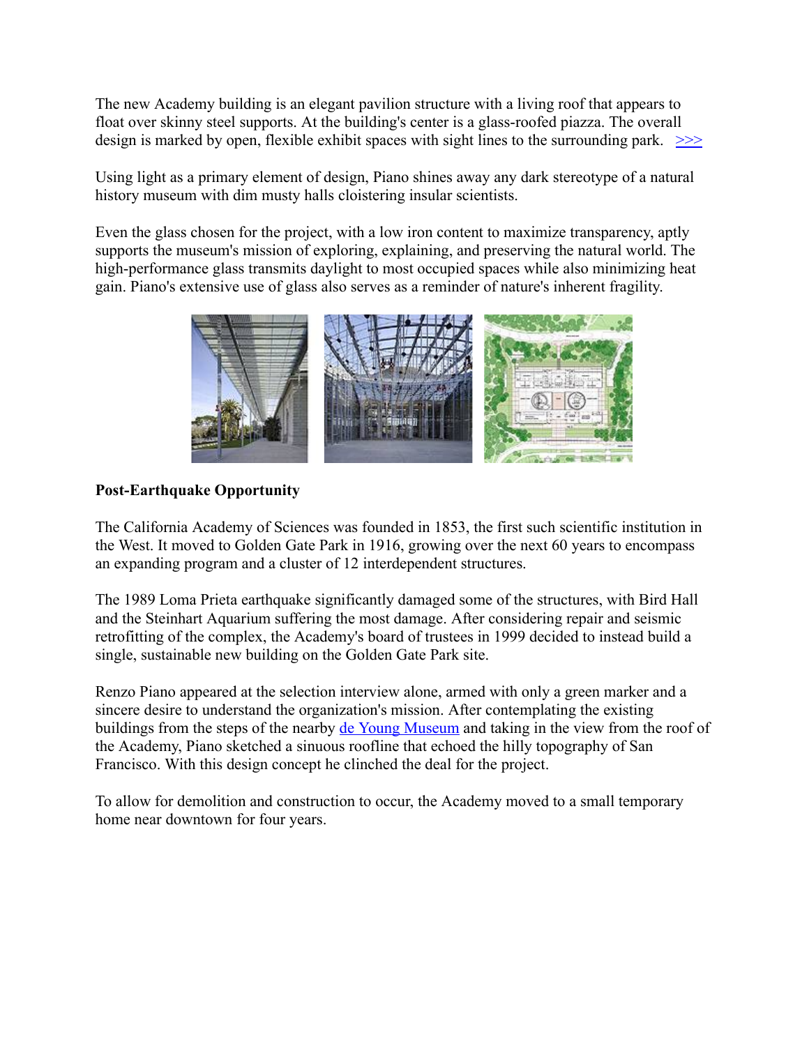The new Academy building is an elegant pavilion structure with a living roof that appears to float over skinny steel supports. At the building's center is a glass-roofed piazza. The overall design is marked by open, flexible exhibit spaces with sight lines to the surrounding park. >>>

Using light as a primary element of design, Piano shines away any dark stereotype of a natural history museum with dim musty halls cloistering insular scientists.

Even the glass chosen for the project, with a low iron content to maximize transparency, aptly supports the museum's mission of exploring, explaining, and preserving the natural world. The high-performance glass transmits daylight to most occupied spaces while also minimizing heat gain. Piano's extensive use of glass also serves as a reminder of nature's inherent fragility.

**Post-Earthquake Opportunity**

The California Academy of Sciences was founded in 1853, the first such scientific institution in the West. It moved to Golden Gate Park in 1916, growing over the next 60 years to encompass an expanding program and a cluster of 12 interdependent structures.

The 1989 Loma Prieta earthquake significantly damaged some of the structures, with Bird Hall and the Steinhart Aquarium suffering the most damage. After considering repair and seismic retrofitting of the complex, the Academy's board of trustees in 1999 decided to instead build a single, sustainable new building on the Golden Gate Park site.

Renzo Piano appeared at the selection interview alone, armed with only a green marker and a sincere desire to understand the organization's mission. After contemplating the existing buildings from the steps of the nearby de Young Museum and taking in the view from the roof of the Academy, Piano sketched a sinuous roofline that echoed the hilly topography of San Francisco. With this design concept he clinched the deal for the project.

To allow for demolition and construction to occur, the Academy moved to a small temporary home near downtown for four years.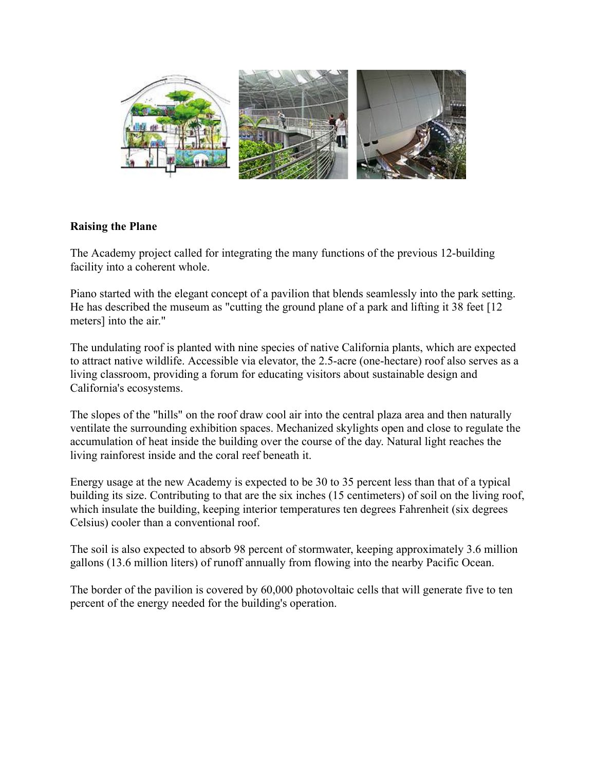**Raising the Plane**

The Academy project called for integrating the many functions of the previous 12-building facility into a coherent whole.

Piano started with the elegant concept of a pavilion that blends seamlessly into the park setting. He has described the museum as "cutting the ground plane of a park and lifting it 38 feet [12 meters] into the air."

The undulating roof is planted with nine species of native California plants, which are expected to attract native wildlife. Accessible via elevator, the 2.5-acre (one-hectare) roof also serves as a living classroom, providing a forum for educating visitors about sustainable design and California's ecosystems.

The slopes of the "hills" on the roof draw cool air into the central plaza area and then naturally ventilate the surrounding exhibition spaces. Mechanized skylights open and close to regulate the accumulation of heat inside the building over the course of the day. Natural light reaches the living rainforest inside and the coral reef beneath it.

Energy usage at the new Academy is expected to be 30 to 35 percent less than that of a typical building its size. Contributing to that are the six inches (15 centimeters) of soil on the living roof, which insulate the building, keeping interior temperatures ten degrees Fahrenheit (six degrees Celsius) cooler than a conventional roof.

The soil is also expected to absorb 98 percent of stormwater, keeping approximately 3.6 million gallons (13.6 million liters) of runoff annually from flowing into the nearby Pacific Ocean.

The border of the pavilion is covered by 60,000 photovoltaic cells that will generate five to ten percent of the energy needed for the building's operation.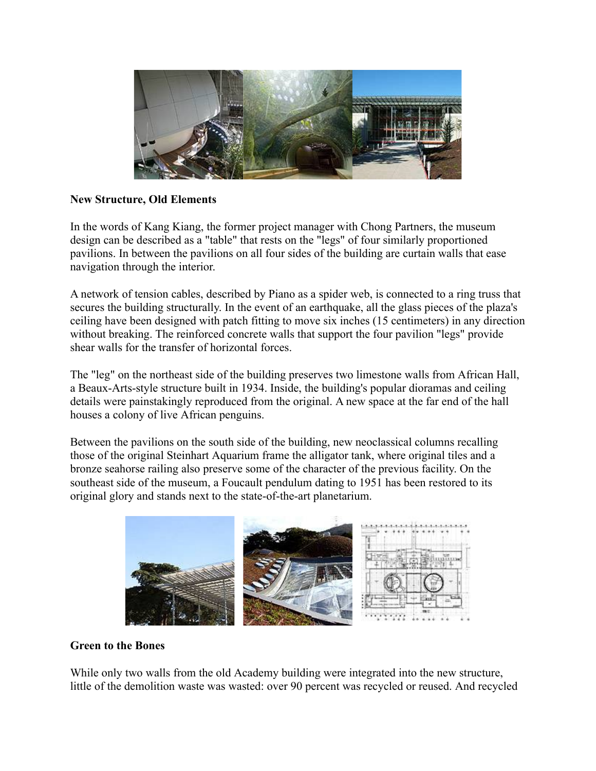**New Structure, Old Elements**

In the words of Kang Kiang, the former project manager with Chong Partners, the museum design can be described as a "table" that rests on the "legs" of four similarly proportioned pavilions. In between the pavilions on all four sides of the building are curtain walls that ease navigation through the interior.

A network of tension cables, described by Piano as a spider web, is connected to a ring truss that secures the building structurally. In the event of an earthquake, all the glass pieces of the plaza's ceiling have been designed with patch fitting to move six inches (15 centimeters) in any direction without breaking. The reinforced concrete walls that support the four pavilion "legs" provide shear walls for the transfer of horizontal forces.

The "leg" on the northeast side of the building preserves two limestone walls from African Hall, a Beaux-Arts-style structure built in 1934. Inside, the building's popular dioramas and ceiling details were painstakingly reproduced from the original. A new space at the far end of the hall houses a colony of live African penguins.

Between the pavilions on the south side of the building, new neoclassical columns recalling those of the original Steinhart Aquarium frame the alligator tank, where original tiles and a bronze seahorse railing also preserve some of the character of the previous facility. On the southeast side of the museum, a Foucault pendulum dating to 1951 has been restored to its original glory and stands next to the state-of-the-art planetarium.

**Green to the Bones**

While only two walls from the old Academy building were integrated into the new structure, little of the demolition waste was wasted: over 90 percent was recycled or reused. And recycled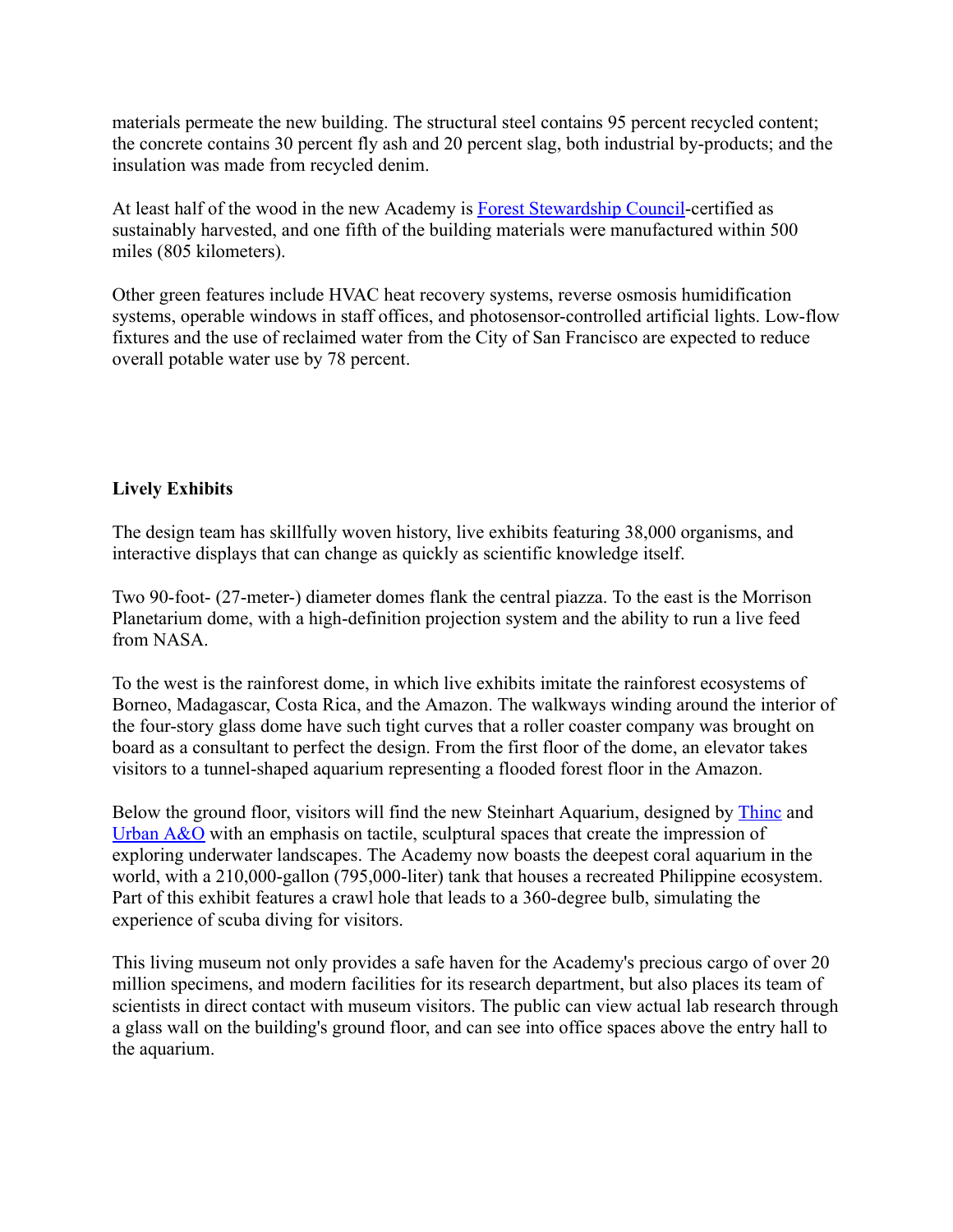materials permeate the new building. The structural steel contains 95 percent recycled content; the concrete contains 30 percent fly ash and 20 percent slag, both industrial by-products; and the insulation was made from recycled denim.

At least half of the wood in the new Academy is Forest Stewardship Council-certified as sustainably harvested, and one fifth of the building materials were manufactured within 500 miles (805 kilometers).

Other green features include HVAC heat recovery systems, reverse osmosis humidification systems, operable windows in staff offices, and photosensor-controlled artificial lights. Low-flow fixtures and the use of reclaimed water from the City of San Francisco are expected to reduce overall potable water use by 78 percent.

**Lively Exhibits**

The design team has skillfully woven history, live exhibits featuring 38,000 organisms, and interactive displays that can change as quickly as scientific knowledge itself.

Two 90-foot- (27-meter-) diameter domes flank the central piazza. To the east is the Morrison Planetarium dome, with a high-definition projection system and the ability to run a live feed from NASA.

To the west is the rainforest dome, in which live exhibits imitate the rainforest ecosystems of Borneo, Madagascar, Costa Rica, and the Amazon. The walkways winding around the interior of the four-story glass dome have such tight curves that a roller coaster company was brought on board as a consultant to perfect the design. From the first floor of the dome, an elevator takes visitors to a tunnel-shaped aquarium representing a flooded forest floor in the Amazon.

Below the ground floor, visitors will find the new Steinhart Aquarium, designed by Thinc and Urban A&O with an emphasis on tactile, sculptural spaces that create the impression of exploring underwater landscapes. The Academy now boasts the deepest coral aquarium in the world, with a 210,000-gallon (795,000-liter) tank that houses a recreated Philippine ecosystem. Part of this exhibit features a crawl hole that leads to a 360-degree bulb, simulating the experience of scuba diving for visitors.

This living museum not only provides a safe haven for the Academy's precious cargo of over 20 million specimens, and modern facilities for its research department, but also places its team of scientists in direct contact with museum visitors. The public can view actual lab research through a glass wall on the building's ground floor, and can see into office spaces above the entry hall to the aquarium.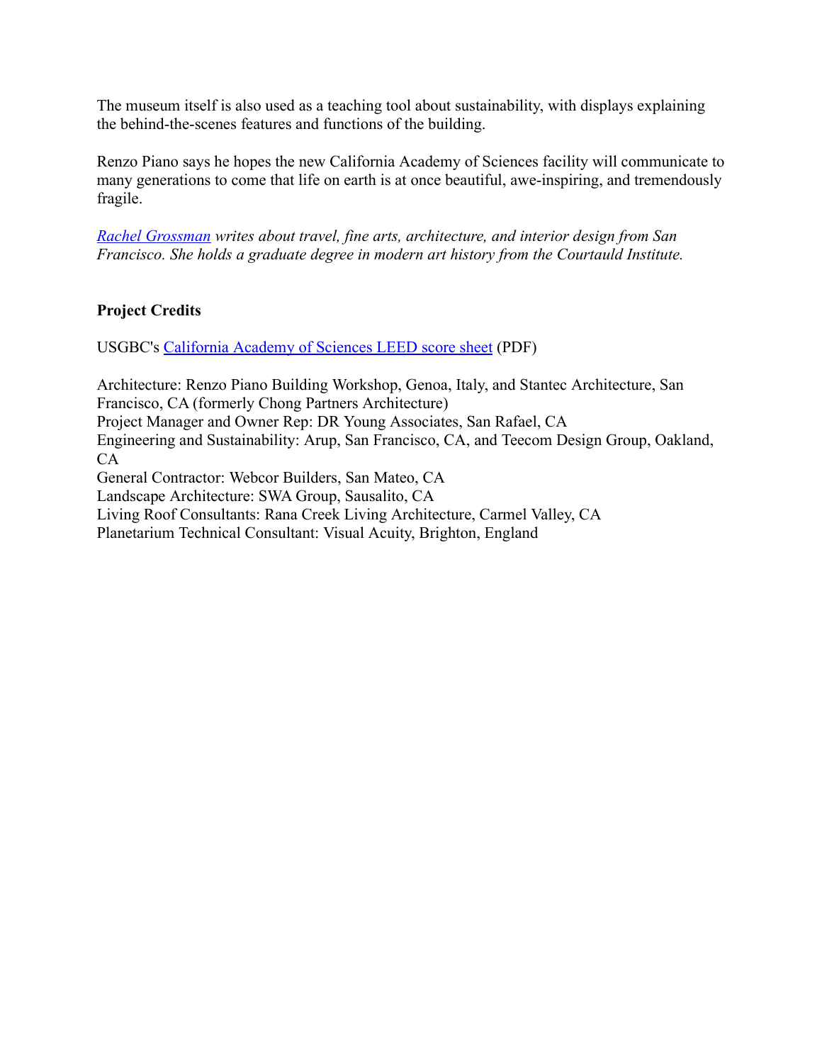The museum itself is also used as a teaching tool about sustainability, with displays explaining the behind-the-scenes features and functions of the building.

Renzo Piano says he hopes the new California Academy of Sciences facility will communicate to many generations to come that life on earth is at once beautiful, awe-inspiring, and tremendously fragile.

*Rachel Grossman writes about travel, fine arts, architecture, and interior design from San Francisco. She holds a graduate degree in modern art history from the Courtauld Institute.*

**Project Credits**

USGBC's California Academy of Sciences LEED score sheet (PDF)

Architecture: Renzo Piano Building Workshop, Genoa, Italy, and Stantec Architecture, San Francisco, CA (formerly Chong Partners Architecture)
Project Manager and Owner Rep: DR Young Associates, San Rafael, CA
Engineering and Sustainability: Arup, San Francisco, CA, and Teecom Design Group, Oakland, CA
General Contractor: Webcor Builders, San Mateo, CA
Landscape Architecture: SWA Group, Sausalito, CA
Living Roof Consultants: Rana Creek Living Architecture, Carmel Valley, CA
Planetarium Technical Consultant: Visual Acuity, Brighton, England